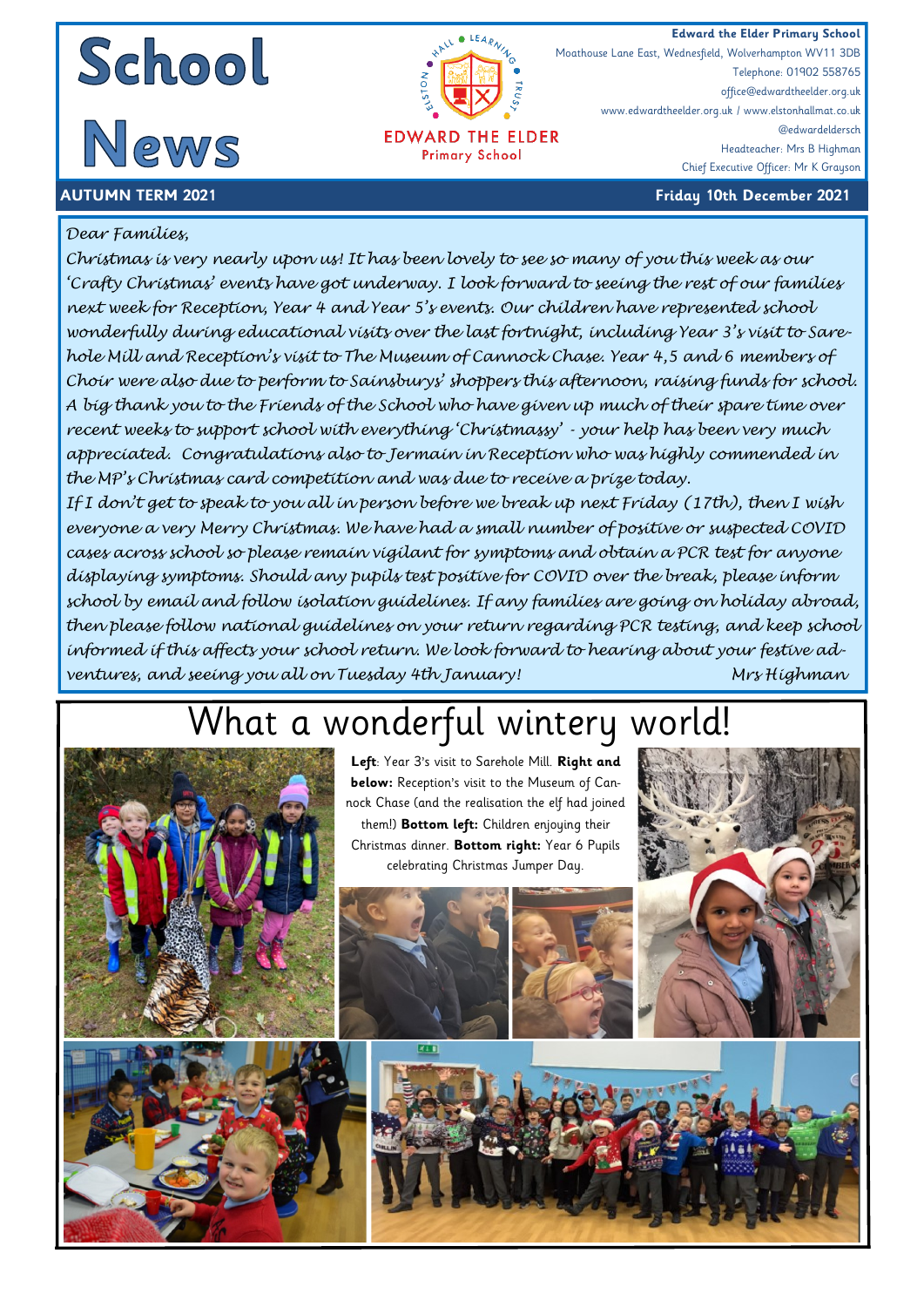# School News

EDWARD THE ELDER
Primary School

**Edward the Elder Primary School**
Moathouse Lane East, Wednesfield, Wolverhampton WV11 3DB
Telephone: 01902 558765
office@edwardtheelder.org.uk
www.edwardtheelder.org.uk / www.elstonhallmat.co.uk
@edwardeldersch
Headteacher: Mrs B Highman
Chief Executive Officer: Mr K Grayson

**AUTUMN TERM 2021** **Friday 10th December 2021**

*Dear Families,*

*Christmas is very nearly upon us! It has been lovely to see so many of you this week as our 'Crafty Christmas' events have got underway. I look forward to seeing the rest of our families next week for Reception, Year 4 and Year 5's events. Our children have represented school wonderfully during educational visits over the last fortnight, including Year 3's visit to Sarehole Mill and Reception's visit to The Museum of Cannock Chase. Year 4,5 and 6 members of Choir were also due to perform to Sainsburys' shoppers this afternoon, raising funds for school. A big thank you to the Friends of the School who have given up much of their spare time over recent weeks to support school with everything 'Christmassy' - your help has been very much appreciated. Congratulations also to Jermain in Reception who was highly commended in the MP's Christmas card competition and was due to receive a prize today.*

*If I don't get to speak to you all in person before we break up next Friday (17th), then I wish everyone a very Merry Christmas. We have had a small number of positive or suspected COVID cases across school so please remain vigilant for symptoms and obtain a PCR test for anyone displaying symptoms. Should any pupils test positive for COVID over the break, please inform school by email and follow isolation guidelines. If any families are going on holiday abroad, then please follow national guidelines on your return regarding PCR testing, and keep school informed if this affects your school return. We look forward to hearing about your festive adventures, and seeing you all on Tuesday 4th January!* *Mrs Highman*

## What a wonderful wintery world!

**Left**: Year 3's visit to Sarehole Mill. **Right and below:** Reception's visit to the Museum of Cannock Chase (and the realisation the elf had joined them!) **Bottom left:** Children enjoying their Christmas dinner. **Bottom right:** Year 6 Pupils celebrating Christmas Jumper Day.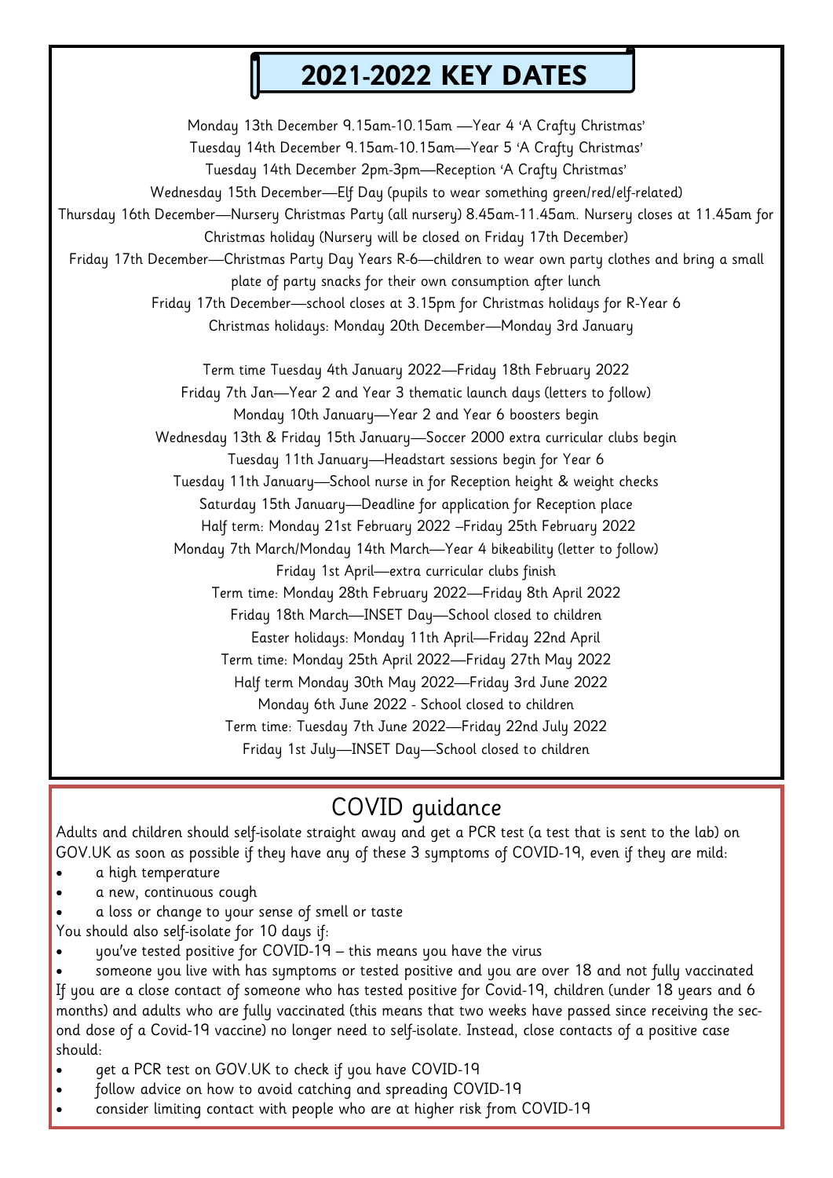# 2021-2022 KEY DATES

Monday 13th December 9.15am-10.15am —Year 4 'A Crafty Christmas'

Tuesday 14th December 9.15am-10.15am—Year 5 'A Crafty Christmas'

Tuesday 14th December 2pm-3pm—Reception 'A Crafty Christmas'

Wednesday 15th December—Elf Day (pupils to wear something green/red/elf-related)

Thursday 16th December—Nursery Christmas Party (all nursery) 8.45am-11.45am. Nursery closes at 11.45am for Christmas holiday (Nursery will be closed on Friday 17th December)

Friday 17th December—Christmas Party Day Years R-6—children to wear own party clothes and bring a small plate of party snacks for their own consumption after lunch

Friday 17th December—school closes at 3.15pm for Christmas holidays for R-Year 6

Christmas holidays: Monday 20th December—Monday 3rd January

Term time Tuesday 4th January 2022—Friday 18th February 2022

Friday 7th Jan—Year 2 and Year 3 thematic launch days (letters to follow)

Monday 10th January—Year 2 and Year 6 boosters begin

Wednesday 13th & Friday 15th January—Soccer 2000 extra curricular clubs begin

Tuesday 11th January—Headstart sessions begin for Year 6

Tuesday 11th January—School nurse in for Reception height & weight checks

Saturday 15th January—Deadline for application for Reception place

Half term: Monday 21st February 2022 –Friday 25th February 2022

Monday 7th March/Monday 14th March—Year 4 bikeability (letter to follow)

Friday 1st April—extra curricular clubs finish

Term time: Monday 28th February 2022—Friday 8th April 2022

Friday 18th March—INSET Day—School closed to children

Easter holidays: Monday 11th April—Friday 22nd April

Term time: Monday 25th April 2022—Friday 27th May 2022

Half term Monday 30th May 2022—Friday 3rd June 2022

Monday 6th June 2022 - School closed to children

Term time: Tuesday 7th June 2022—Friday 22nd July 2022

Friday 1st July—INSET Day—School closed to children

## COVID guidance

Adults and children should self-isolate straight away and get a PCR test (a test that is sent to the lab) on GOV.UK as soon as possible if they have any of these 3 symptoms of COVID-19, even if they are mild:

- a high temperature
- a new, continuous cough
- a loss or change to your sense of smell or taste

You should also self-isolate for 10 days if:

- you've tested positive for COVID-19 – this means you have the virus
- someone you live with has symptoms or tested positive and you are over 18 and not fully vaccinated

If you are a close contact of someone who has tested positive for Covid-19, children (under 18 years and 6 months) and adults who are fully vaccinated (this means that two weeks have passed since receiving the second dose of a Covid-19 vaccine) no longer need to self-isolate. Instead, close contacts of a positive case should:

- get a PCR test on GOV.UK to check if you have COVID-19
- follow advice on how to avoid catching and spreading COVID-19
- consider limiting contact with people who are at higher risk from COVID-19